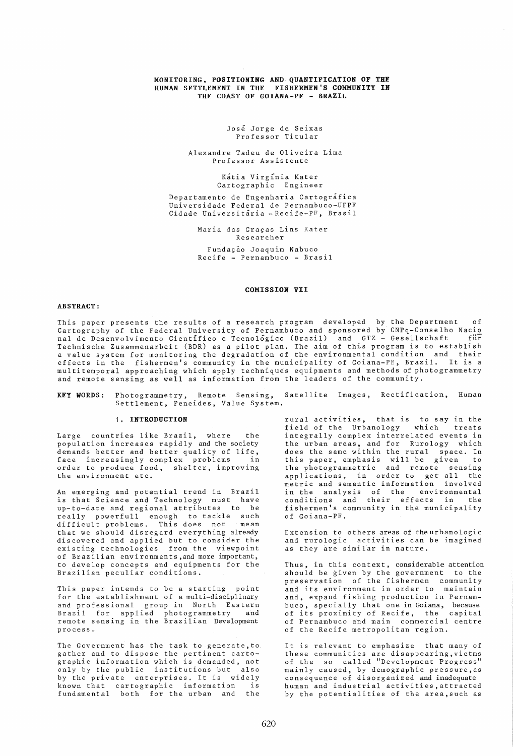# MONITORING, POSITIONING AND QUANTIFICATION OF THE HUMAN SETTLEMENT IN THE FISHERMEN'S COMMUNITY IN THE COAST OF GOIANA-PE - BRAZIL

José Jorge de Seixas
Professor Titular

Alexandre Tadeu de Oliveira Lima
Professor Assistente

Kátia Virgínia Kater
Cartographic Engineer

Departamento de Engenharia Cartográfica
Universidade Federal de Pernambuco-UFPE
Cidade Universitária - Recife-PE, Brasil

Maria das Graças Lins Kater
Researcher

Fundação Joaquim Nabuco
Recife - Pernambuco - Brasil

**COMISSION VII**

**ABSTRACT:**

This paper presents the results of a research program developed by the Department of Cartography of the Federal University of Pernambuco and sponsored by CNPq-Conselho Nacional de Desenvolvimento Científico e Tecnológico (Brazil) and GTZ - Gesellschaft für Technische Zusammenarbeit (BDR) as a pilot plan. The aim of this program is to establish a value system for monitoring the degradation of the environmental condition and their effects in the fishermen's community in the municipality of Goiana-PE, Brazil. It is a multitemporal approaching which apply techniques equipments and methods of photogrammetry and remote sensing as well as information from the leaders of the community.

**KEY WORDS:** Photogrammetry, Remote Sensing, Satellite Images, Rectification, Human Settlement, Peneides, Value System.

## 1. INTRODUCTION

Large countries like Brazil, where the population increases rapidly and the society demands better and better quality of life, face increasingly complex problems in order to produce food, shelter, improving the environment etc.

An emerging and potential trend in Brazil is that Science and Technology must have up-to-date and regional attributes to be really powerfull enough to tackle such difficult problems. This does not mean that we should disregard everything already discovered and applied but to consider the existing technologies from the viewpoint of Brazilian environments,and more important, to develop concepts and equipments for the Brazilian peculiar conditions.

This paper intends to be a starting point for the establishment of a multi-disciplinary and professional group in North Eastern Brazil for applied photogrammetry and remote sensing in the Brazilian Development process.

The Government has the task to generate,to gather and to dispose the pertinent cartographic information which is demanded, not only by the public institutions but also by the private enterprises. It is widely known that cartographic information is fundamental both for the urban and the rural activities, that is to say in the field of the Urbanology which treats integrally complex interrelated events in the urban areas, and for Rurology which does the same within the rural space. In this paper, emphasis will be given to the photogrammetric and remote sensing applications, in order to get all the metric and semantic information involved in the analysis of the environmental conditions and their effects in the fishermen's community in the municipality of Goiana-PE.

Extension to others areas of the urbanologic and rurologic activities can be imagined as they are similar in nature.

Thus, in this context, considerable attention should be given by the government to the preservation of the fishermen community and its environment in order to maintain and, expand fishing production in Pernambuco, specially that one in Goiana, because of its proximity of Recife, the capital of Pernambuco and main commercial centre of the Recife metropolitan region.

It is relevant to emphasize that many of these communities are disappearing,victms of the so called "Development Progress" mainly caused, by demographic pressure,as consequence of disorganized and inadequate human and industrial activities,attracted by the potentialities of the area,such as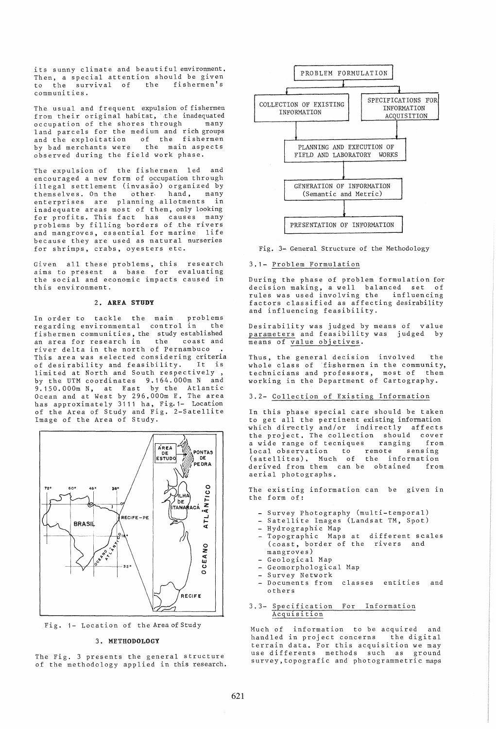its sunny climate and beautiful environment. Then, a special attention should be given to the survival of the fishermen's communities.

The usual and frequent expulsion of fishermen from their original habitat, the inadequated occupation of the shores through many land parcels for the medium and rich groups and the exploitation of the fishermen by bad merchants were the main aspects observed during the field work phase.

The expulsion of the fishermen led and encouraged a new form of occupation through illegal settlement (invasão) organized by themselves. On the other hand, many enterprises are planning allotments in inadequate areas most of them, only looking for profits. This fact has causes many problems by filling borders of the rivers and mangroves, essential for marine life because they are used as natural nurseries for shrimps, crabs, oyesters etc.

Given all these problems, this research aims to present a base for evaluating the social and economic impacts caused in this environment.

## 2. AREA STUDY

In order to tackle the main problems regarding environmental control in the fishermen communities, the study established an area for research in the coast and river delta in the north of Pernambuco . This area was selected considering criteria of desirability and feasibility. It is limited at North and South respectively , by the UTM coordinates 9.164.000m N and 9.150.000m N, at East by the Atlantic Ocean and at West by 296,000m E. The area has approximately 3111 ha, Fig.1- Location of the Area of Study and Fig. 2-Satellite Image of the Area of Study.

ÁREA DE ESTUDO
PONTAS DE PEDRA
ILHA DE ITAMARACÁ
OCEANO ATLÂNTICO
RECIFE
72° 60° 48° 36°
BRASIL
RECIFE-PE
0°
16°
32°
OCEANO ATLÂNTICO

Fig. 1- Location of the Area of Study

## 3. METHODOLOGY

The Fig. 3 presents the general structure of the methodology applied in this research.

PROBLEM FORMULATION
COLLECTION OF EXISTING INFORMATION
SPECIFICATIONS FOR INFORMATION ACQUISITION
PLANNING AND EXECUTION OF FIELD AND LABORATORY WORKS
GENERATION OF INFORMATION (Semantic and Metric)
PRESENTATION OF INFORMATION

Fig. 3- General Structure of the Methodology

### 3.1- Problem Formulation

During the phase of problem formulation for decision making, a well balanced set of rules was used involving the influencing factors classified as affecting desirability and influencing feasibility.

Desirability was judged by means of value parameters and feasibility was judged by means of value objetives.

Thus, the general decision involved the whole class of fishermen in the community, technicians and professors, most of them working in the Department of Cartography.

### 3.2- Collection of Existing Information

In this phase special care should be taken to get all the pertinent existing information which directly and/or indirectly affects the project. The collection should cover a wide range of tecniques ranging from local observation to remote sensing (satellites). Much of the information derived from them can be obtained from aerial photographs.

The existing information can be given in the form of:

- Survey Photography (multi-temporal)
- Satellite Images (Landsat TM, Spot)
- Hydrographic Map
- Topographic Maps at different scales (coast, border of the rivers and mangroves)
- Geological Map
- Geomorphological Map
- Survey Network
- Documents from classes entities and others

### 3.3- Specification For Information Acquisition

Much of information to be acquired and handled in project concerns the digital terrain data. For this acquisition we may use differents methods such as ground survey,topografic and photogrammetric maps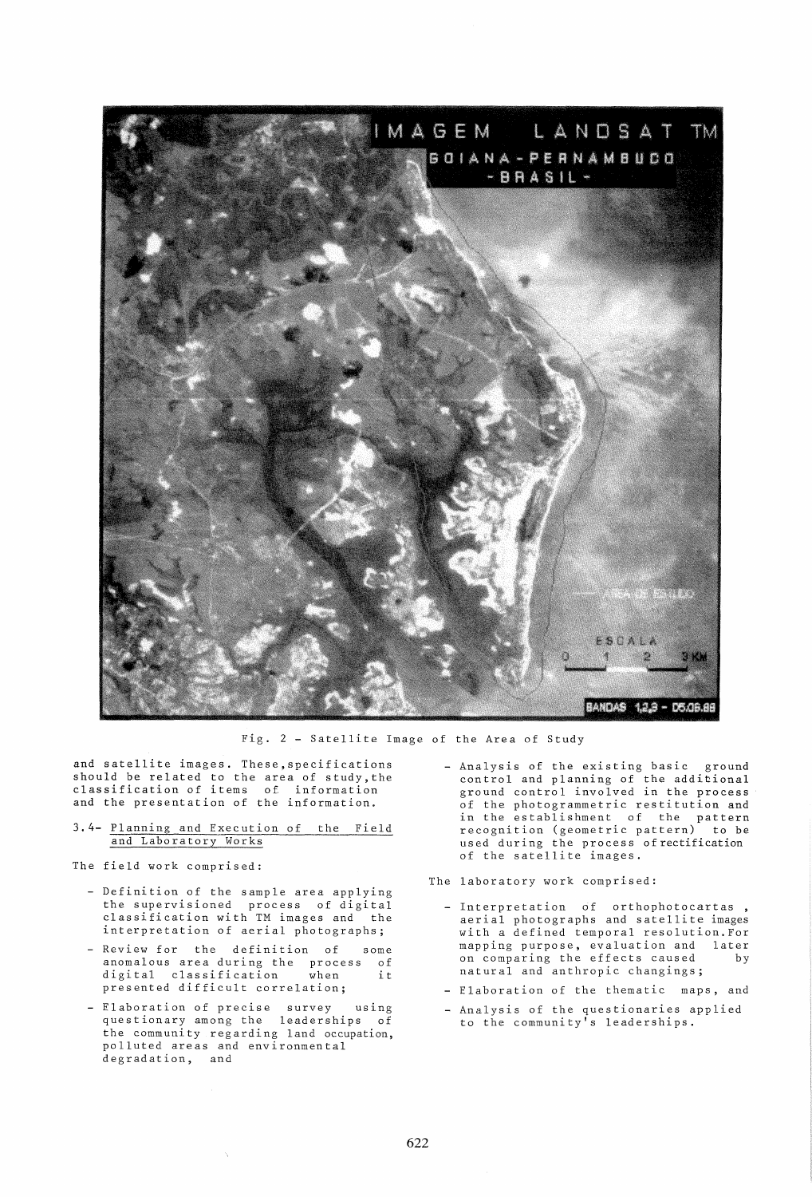Fig. 2 - Satellite Image of the Area of Study

and satellite images. These,specifications should be related to the area of study,the classification of items of information and the presentation of the information.

3.4- Planning and Execution of the Field and Laboratory Works

The field work comprised:

- Definition of the sample area applying the supervisioned process of digital classification with TM images and the interpretation of aerial photographs;
- Review for the definition of some anomalous area during the process of digital classification when it presented difficult correlation;
- Elaboration of precise survey using questionary among the leaderships of the community regarding land occupation, polluted areas and environmental degradation, and
- Analysis of the existing basic ground control and planning of the additional ground control involved in the process of the photogrammetric restitution and in the establishment of the pattern recognition (geometric pattern) to be used during the process of rectification of the satellite images.

The laboratory work comprised:

- Interpretation of orthophotocartas , aerial photographs and satellite images with a defined temporal resolution.For mapping purpose, evaluation and later on comparing the effects caused by natural and anthropic changings;
- Elaboration of the thematic maps, and
- Analysis of the questionaries applied to the community's leaderships.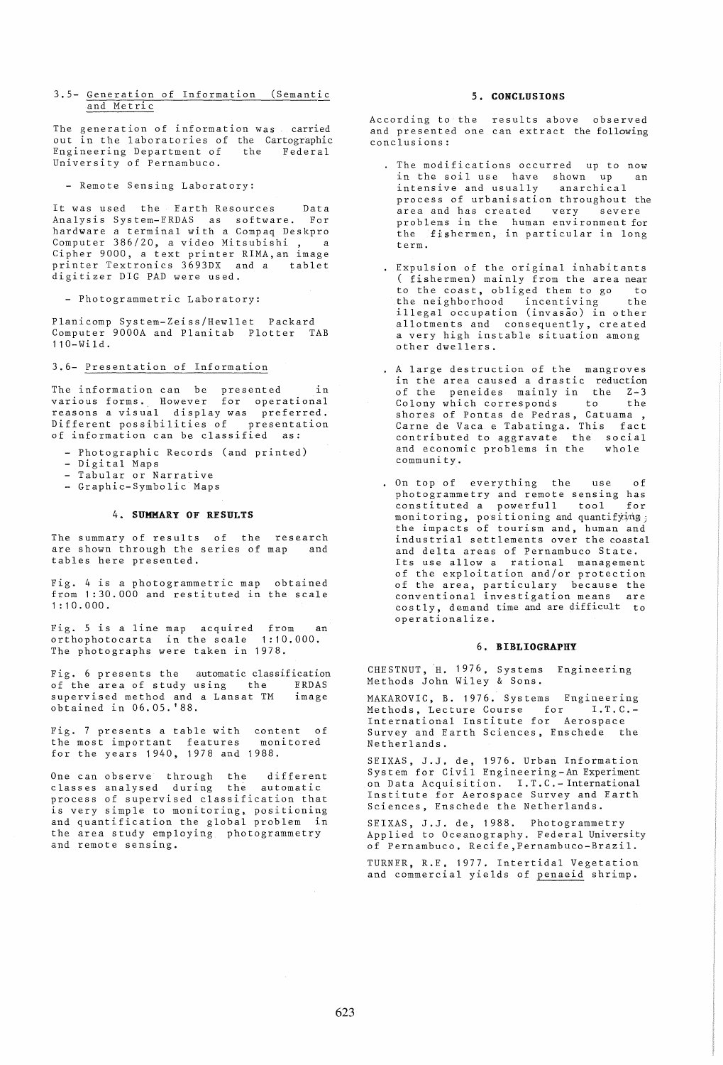### 3.5- Generation of Information (Semantic and Metric

The generation of information was carried out in the laboratories of the Cartographic Engineering Department of the Federal University of Pernambuco.

- Remote Sensing Laboratory:

It was used the Earth Resources Data Analysis System-ERDAS as software. For hardware a terminal with a Compaq Deskpro Computer 386/20, a video Mitsubishi , a Cipher 9000, a text printer RIMA,an image printer Textronics 3693DX and a tablet digitizer DIG PAD were used.

- Photogrammetric Laboratory:

Planicomp System-Zeiss/Hewllet Packard Computer 9000A and Planitab Plotter TAB 110-Wild.

### 3.6- Presentation of Information

The information can be presented in various forms. However for operational reasons a visual display was preferred. Different possibilities of presentation of information can be classified as:

- Photographic Records (and printed)
- Digital Maps
- Tabular or Narrative
- Graphic-Symbolic Maps

## 4. SUMMARY OF RESULTS

The summary of results of the research are shown through the series of map and tables here presented.

Fig. 4 is a photogrammetric map obtained from 1:30.000 and restituted in the scale 1:10.000.

Fig. 5 is a line map acquired from an orthophotocarta in the scale 1:10.000. The photographs were taken in 1978.

Fig. 6 presents the automatic classification of the area of study using the ERDAS supervised method and a Lansat TM image obtained in 06.05.'88.

Fig. 7 presents a table with content of the most important features monitored for the years 1940, 1978 and 1988.

One can observe through the different classes analysed during the automatic process of supervised classification that is very simple to monitoring, positioning and quantification the global problem in the area study employing photogrammetry and remote sensing.

## 5. CONCLUSIONS

According to the results above observed and presented one can extract the following conclusions:

- The modifications occurred up to now in the soil use have shown up an intensive and usually anarchical process of urbanisation throughout the area and has created very severe problems in the human environment for the fishermen, in particular in long term.
- Expulsion of the original inhabitants ( fishermen) mainly from the area near to the coast, obliged them to go to the neighborhood incentiving the illegal occupation (invasão) in other allotments and consequently, created a very high instable situation among other dwellers.
- A large destruction of the mangroves in the area caused a drastic reduction of the peneides mainly in the Z-3 Colony which corresponds to the shores of Pontas de Pedras, Catuama , Carne de Vaca e Tabatinga. This fact contributed to aggravate the social and economic problems in the whole community.
- On top of everything the use of photogrammetry and remote sensing has constituted a powerfull tool for monitoring, positioning and quantifying the impacts of tourism and, human and industrial settlements over the coastal and delta areas of Pernambuco State. Its use allow a rational management of the exploitation and/or protection of the area, particulary because the conventional investigation means are costly, demand time and are difficult to operationalize.

## 6. BIBLIOGRAPHY

CHESTNUT, H. 1976, Systems Engineering Methods John Wiley & Sons.

MAKAROVIC, B. 1976. Systems Engineering Methods, Lecture Course for I.T.C.-International Institute for Aerospace Survey and Earth Sciences, Enschede the Netherlands.

SEIXAS, J.J. de, 1976. Urban Information System for Civil Engineering-An Experiment on Data Acquisition. I.T.C.- International Institute for Aerospace Survey and Earth Sciences, Enschede the Netherlands.

SEIXAS, J.J. de, 1988. Photogrammetry Applied to Oceanography. Federal University of Pernambuco. Recife,Pernambuco-Brazil.

TURNER, R.F. 1977. Intertidal Vegetation and commercial yields of penaeid shrimp.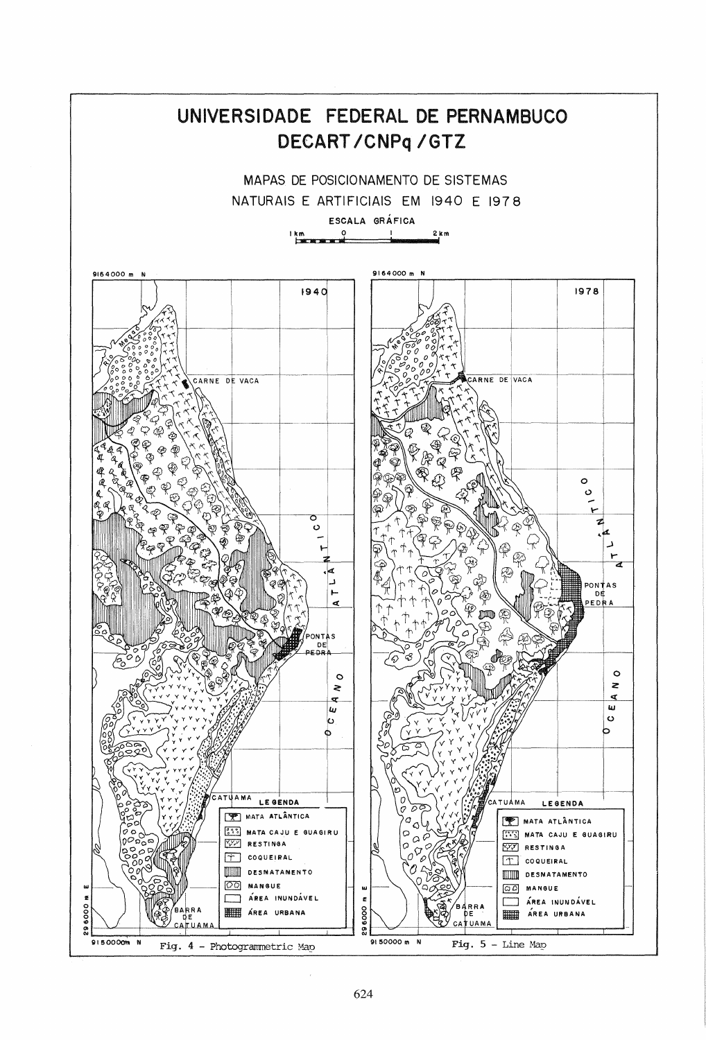# UNIVERSIDADE FEDERAL DE PERNAMBUCO

## DECART/CNPq/GTZ

MAPAS DE POSICIONAMENTO DE SISTEMAS NATURAIS E ARTIFICIAIS EM 1940 E 1978

ESCALA GRÁFICA

1 km 0 1 2 km

9164000 m N

1940

Rio Megaó

CARNE DE VACA

OCEANO ATLÂNTICO

PONTAS DE PEDRA

CATUAMA

BARRA DE CATUAMA

296000 m E

9150000m N

LEGENDA

MATA ATLÂNTICA

MATA CAJU E GUAGIRU

RESTINGA

COQUEIRAL

DESMATAMENTO

MANGUE

ÁREA INUNDÁVEL

ÁREA URBANA

Fig. 4 - Photogrammetric Map

9164000 m N

1978

Rio Megaó

CARNE DE VACA

OCEANO ATLÂNTICO

PONTAS DE PEDRA

CATUAMA

BARRA DE CATUAMA

296000 m E

9150000 m N

LEGENDA

MATA ATLÂNTICA

MATA CAJU E GUAGIRU

RESTINGA

COQUEIRAL

DESMATAMENTO

MANGUE

ÁREA INUNDÁVEL

ÁREA URBANA

Fig. 5 - Line Map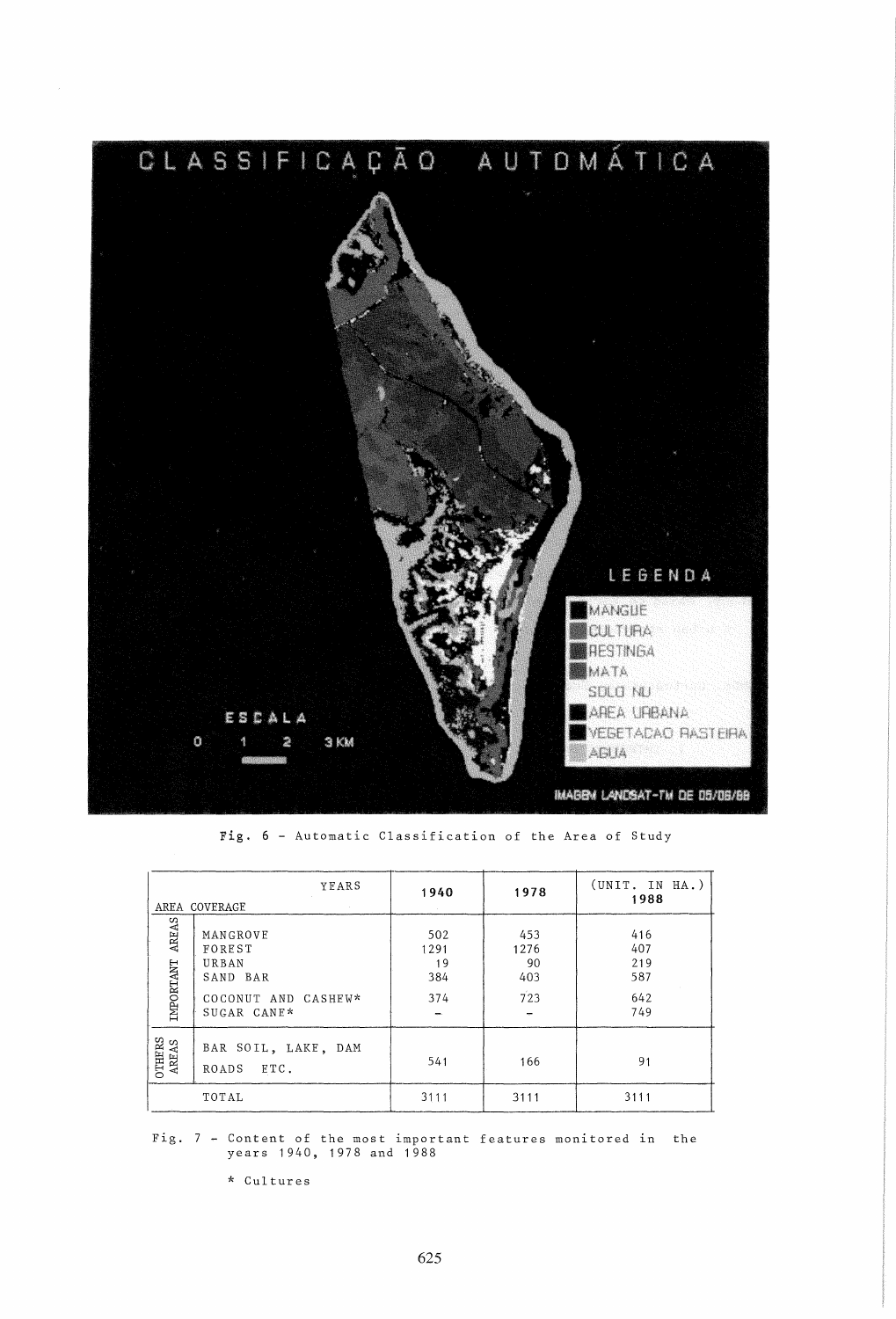CLASSIFICAÇÃO AUTOMÁTICA

LEGENDA

MANGUE
CULTURA
RESTINGA
MATA
SOLO NU
AREA URBANA
VEGETACAO RASTEIRA
AGUA

ESCALA

0 1 2 3 KM

IMAGEM LANDSAT-TM DE 05/06/88

Fig. 6 - Automatic Classification of the Area of Study

| | AREA COVERAGE / YEARS | 1940 | 1978 | (UNIT. IN HA.) 1988 |
|---|---|---|---|---|
| IMPORTANT AREAS | MANGROVE | 502 | 453 | 416 |
| | FOREST | 1291 | 1276 | 407 |
| | URBAN | 19 | 90 | 219 |
| | SAND BAR | 384 | 403 | 587 |
| | COCONUT AND CASHEW* | 374 | 723 | 642 |
| | SUGAR CANE* | – | – | 749 |
| OTHERS AREAS | BAR SOIL, LAKE, DAM ROADS ETC. | 541 | 166 | 91 |
| | TOTAL | 3111 | 3111 | 3111 |

Fig. 7 - Content of the most important features monitored in the years 1940, 1978 and 1988

\* Cultures